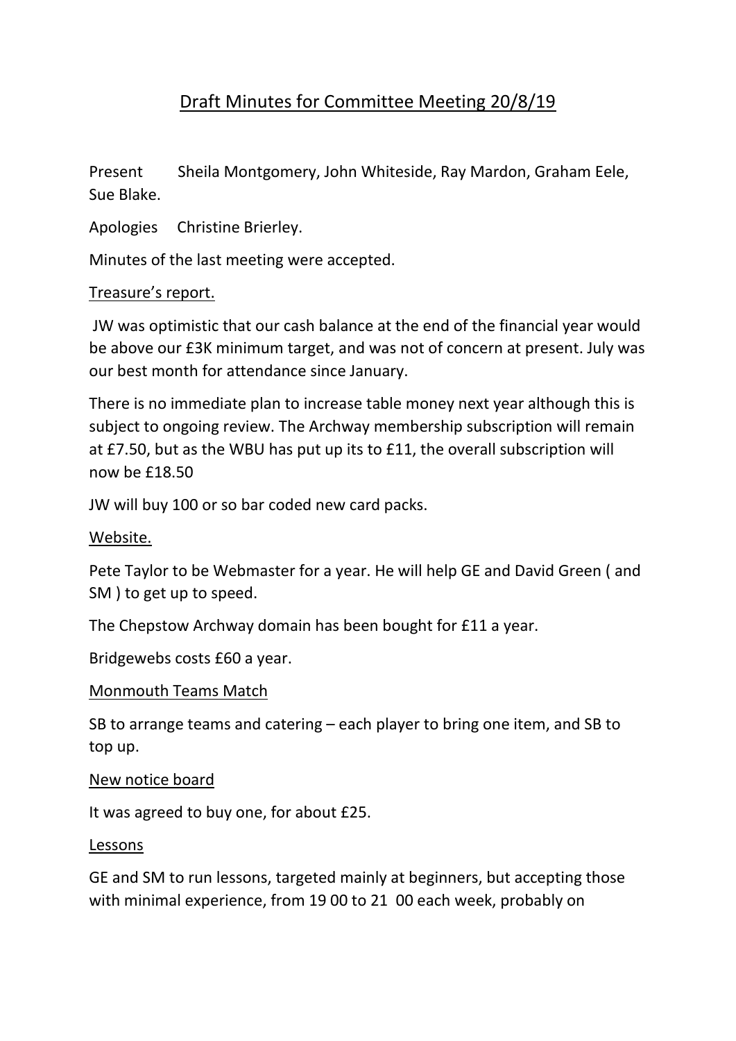# Draft Minutes for Committee Meeting 20/8/19

Present Sheila Montgomery, John Whiteside, Ray Mardon, Graham Eele, Sue Blake.

Apologies Christine Brierley.

Minutes of the last meeting were accepted.

## Treasure's report.

JW was optimistic that our cash balance at the end of the financial year would be above our £3K minimum target, and was not of concern at present. July was our best month for attendance since January.

There is no immediate plan to increase table money next year although this is subject to ongoing review. The Archway membership subscription will remain at £7.50, but as the WBU has put up its to £11, the overall subscription will now be £18.50

JW will buy 100 or so bar coded new card packs.

## Website.

Pete Taylor to be Webmaster for a year. He will help GE and David Green ( and SM ) to get up to speed.

The Chepstow Archway domain has been bought for £11 a year.

Bridgewebs costs £60 a year.

## Monmouth Teams Match

SB to arrange teams and catering – each player to bring one item, and SB to top up.

## New notice board

It was agreed to buy one, for about £25.

## Lessons

GE and SM to run lessons, targeted mainly at beginners, but accepting those with minimal experience, from 19 00 to 21 00 each week, probably on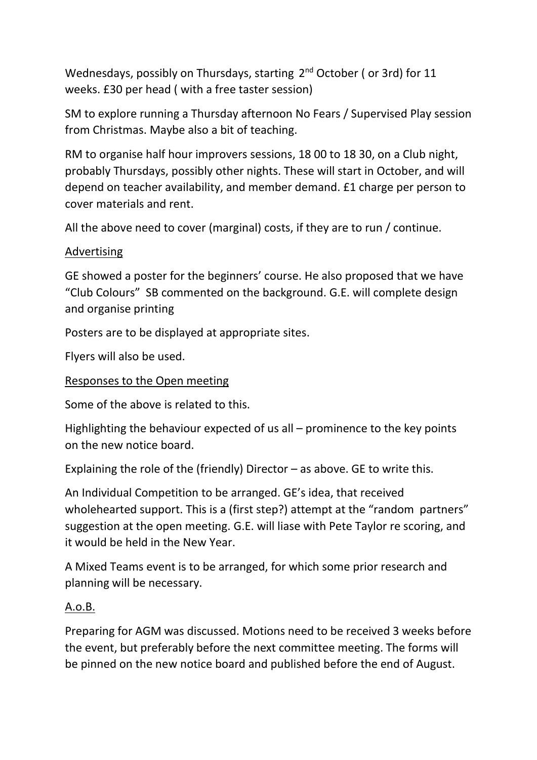Wednesdays, possibly on Thursdays, starting 2nd October ( or 3rd) for 11 weeks. £30 per head ( with a free taster session)

SM to explore running a Thursday afternoon No Fears / Supervised Play session from Christmas. Maybe also a bit of teaching.

RM to organise half hour improvers sessions, 18 00 to 18 30, on a Club night, probably Thursdays, possibly other nights. These will start in October, and will depend on teacher availability, and member demand. £1 charge per person to cover materials and rent.

All the above need to cover (marginal) costs, if they are to run / continue.

<u>Advertising</u>

GE showed a poster for the beginners' course. He also proposed that we have "Club Colours" SB commented on the background. G.E. will complete design and organise printing

Posters are to be displayed at appropriate sites.

Flyers will also be used.

<u>Responses to the Open meeting</u>

Some of the above is related to this.

Highlighting the behaviour expected of us all – prominence to the key points on the new notice board.

Explaining the role of the (friendly) Director – as above. GE to write this.

An Individual Competition to be arranged. GE's idea, that received wholehearted support. This is a (first step?) attempt at the "random partners" suggestion at the open meeting. G.E. will liase with Pete Taylor re scoring, and it would be held in the New Year.

A Mixed Teams event is to be arranged, for which some prior research and planning will be necessary.

<u>A.o.B.</u>

Preparing for AGM was discussed. Motions need to be received 3 weeks before the event, but preferably before the next committee meeting. The forms will be pinned on the new notice board and published before the end of August.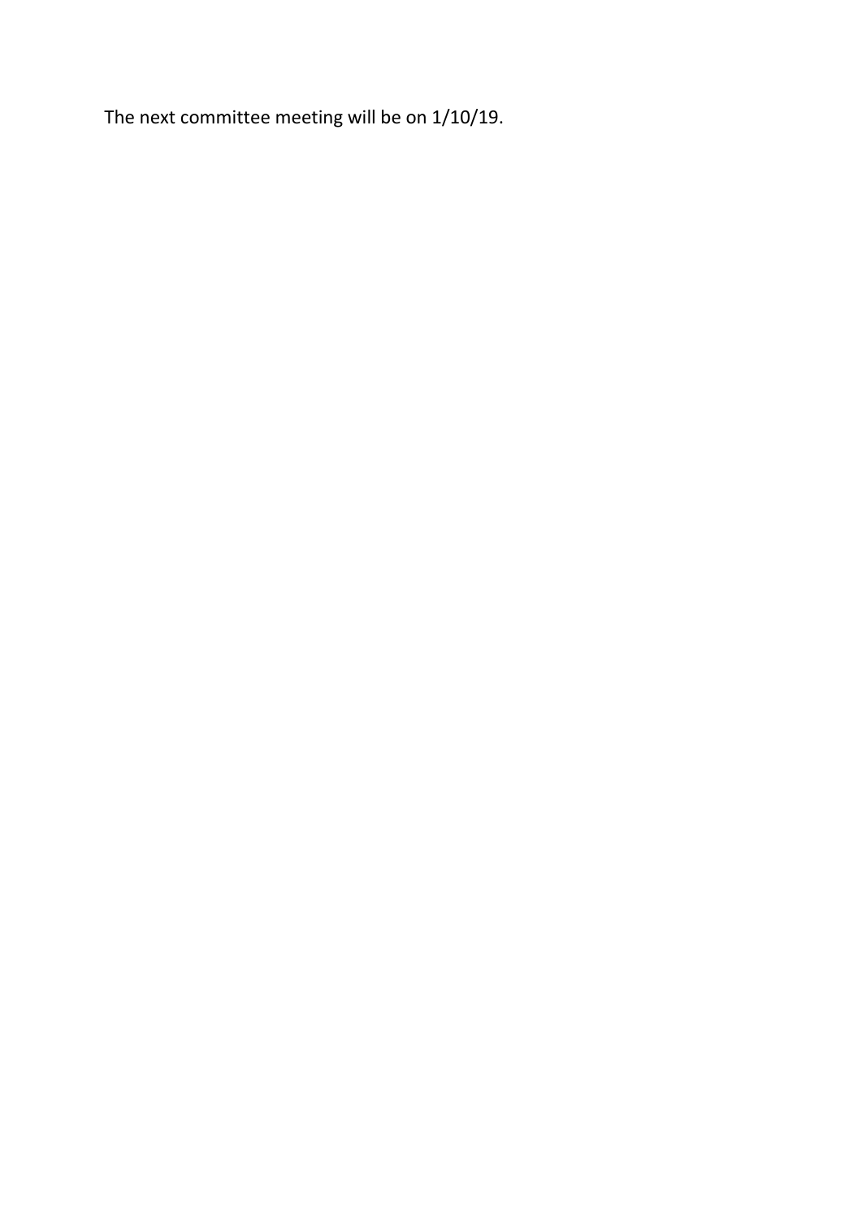The next committee meeting will be on 1/10/19.